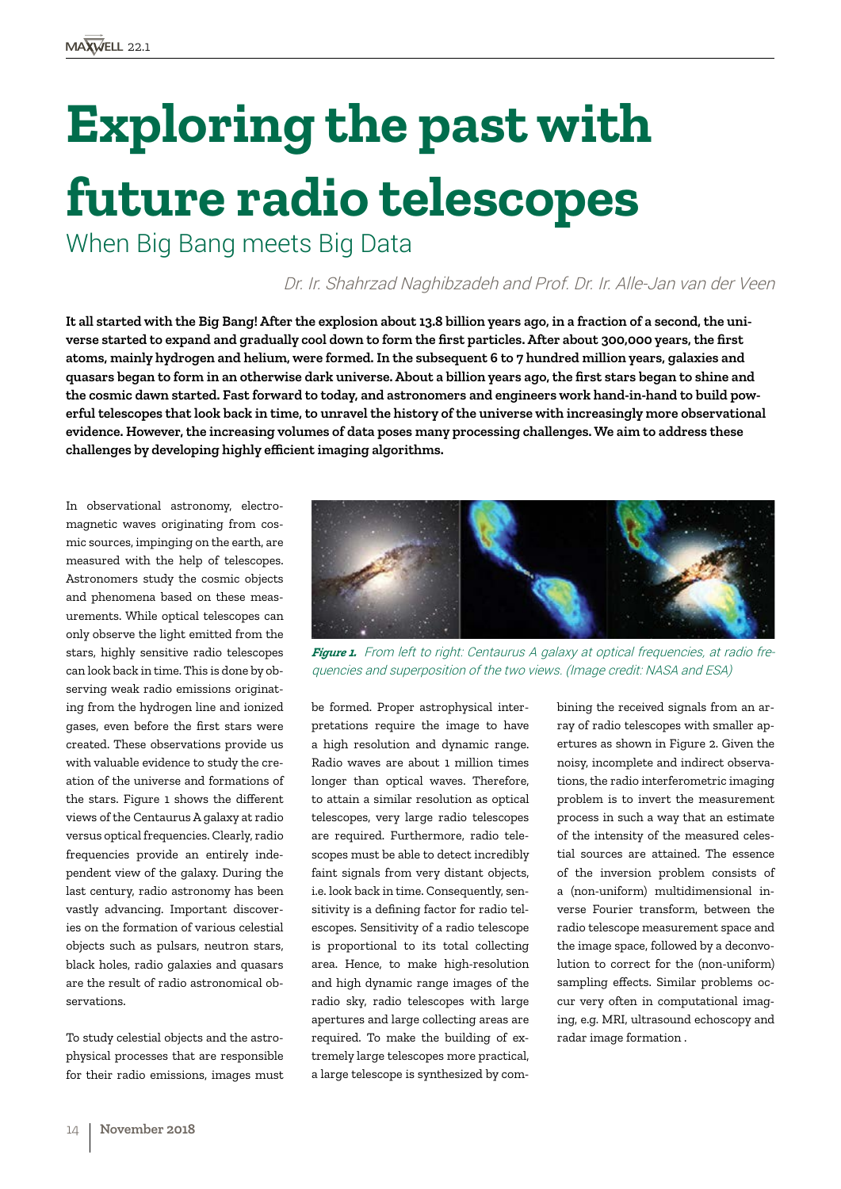# Exploring the past with future radio telescopes

## When Big Bang meets Big Data

*Dr. Ir. Shahrzad Naghibzadeh and Prof. Dr. Ir. Alle-Jan van der Veen*

**It all started with the Big Bang! After the explosion about 13.8 billion years ago, in a fraction of a second, the universe started to expand and gradually cool down to form the first particles. After about 300,000 years, the first atoms, mainly hydrogen and helium, were formed. In the subsequent 6 to 7 hundred million years, galaxies and quasars began to form in an otherwise dark universe. About a billion years ago, the first stars began to shine and the cosmic dawn started. Fast forward to today, and astronomers and engineers work hand-in-hand to build powerful telescopes that look back in time, to unravel the history of the universe with increasingly more observational evidence. However, the increasing volumes of data poses many processing challenges. We aim to address these challenges by developing highly efficient imaging algorithms.**

In observational astronomy, electromagnetic waves originating from cosmic sources, impinging on the earth, are measured with the help of telescopes. Astronomers study the cosmic objects and phenomena based on these measurements. While optical telescopes can only observe the light emitted from the stars, highly sensitive radio telescopes can look back in time. This is done by observing weak radio emissions originating from the hydrogen line and ionized gases, even before the first stars were created. These observations provide us with valuable evidence to study the creation of the universe and formations of the stars. Figure 1 shows the different views of the Centaurus A galaxy at radio versus optical frequencies. Clearly, radio frequencies provide an entirely independent view of the galaxy. During the last century, radio astronomy has been vastly advancing. Important discoveries on the formation of various celestial objects such as pulsars, neutron stars, black holes, radio galaxies and quasars are the result of radio astronomical observations.

***Figure 1.*** *From left to right: Centaurus A galaxy at optical frequencies, at radio frequencies and superposition of the two views. (Image credit: NASA and ESA)*

To study celestial objects and the astrophysical processes that are responsible for their radio emissions, images must be formed. Proper astrophysical interpretations require the image to have a high resolution and dynamic range. Radio waves are about 1 million times longer than optical waves. Therefore, to attain a similar resolution as optical telescopes, very large radio telescopes are required. Furthermore, radio telescopes must be able to detect incredibly faint signals from very distant objects, i.e. look back in time. Consequently, sensitivity is a defining factor for radio telescopes. Sensitivity of a radio telescope is proportional to its total collecting area. Hence, to make high-resolution and high dynamic range images of the radio sky, radio telescopes with large apertures and large collecting areas are required. To make the building of extremely large telescopes more practical, a large telescope is synthesized by combining the received signals from an array of radio telescopes with smaller apertures as shown in Figure 2. Given the noisy, incomplete and indirect observations, the radio interferometric imaging problem is to invert the measurement process in such a way that an estimate of the intensity of the measured celestial sources are attained. The essence of the inversion problem consists of a (non-uniform) multidimensional inverse Fourier transform, between the radio telescope measurement space and the image space, followed by a deconvolution to correct for the (non-uniform) sampling effects. Similar problems occur very often in computational imaging, e.g. MRI, ultrasound echoscopy and radar image formation .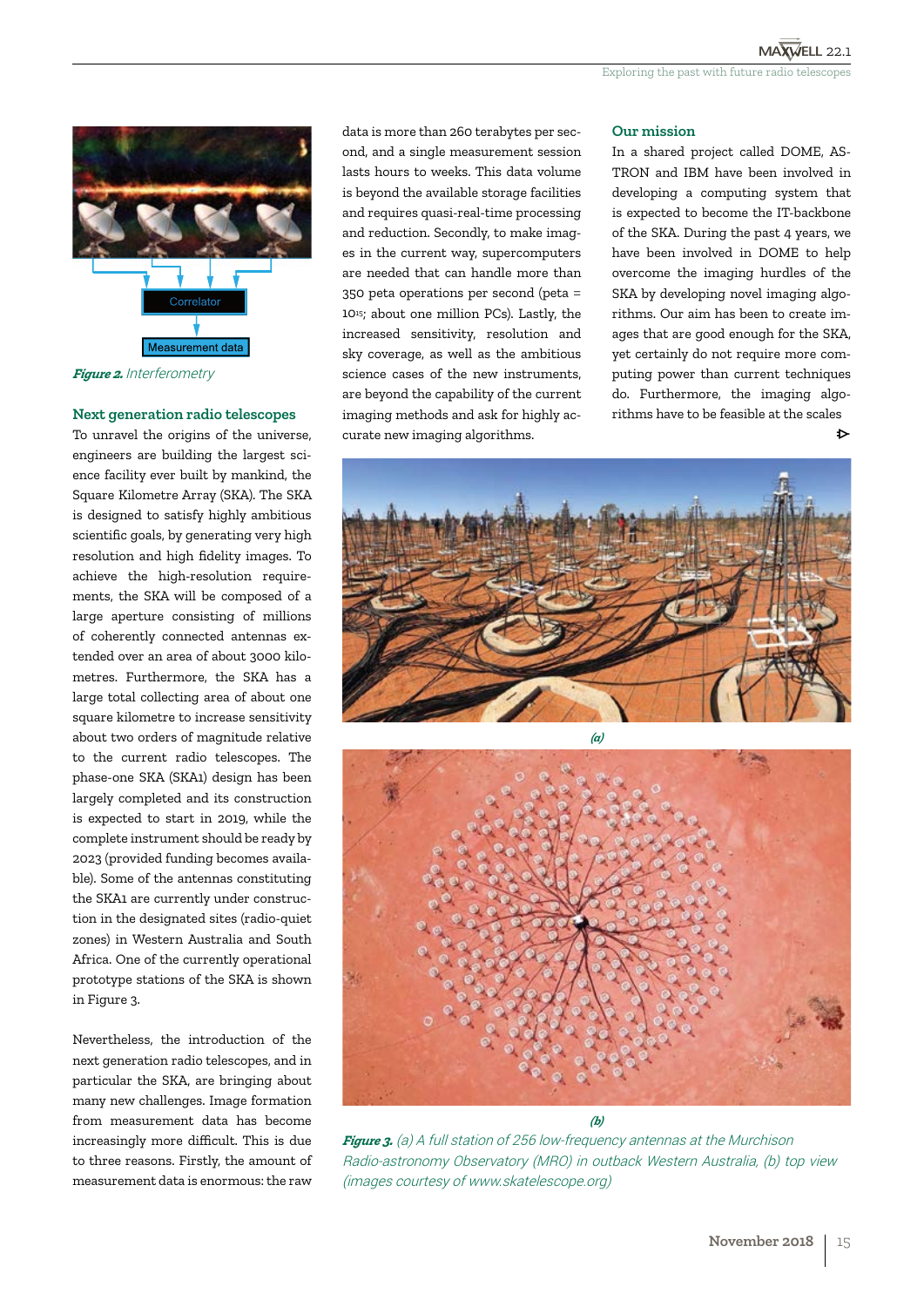*Figure 2.* Interferometry

## Next generation radio telescopes

To unravel the origins of the universe, engineers are building the largest science facility ever built by mankind, the Square Kilometre Array (SKA). The SKA is designed to satisfy highly ambitious scientific goals, by generating very high resolution and high fidelity images. To achieve the high-resolution requirements, the SKA will be composed of a large aperture consisting of millions of coherently connected antennas extended over an area of about 3000 kilometres. Furthermore, the SKA has a large total collecting area of about one square kilometre to increase sensitivity about two orders of magnitude relative to the current radio telescopes. The phase-one SKA (SKA1) design has been largely completed and its construction is expected to start in 2019, while the complete instrument should be ready by 2023 (provided funding becomes available). Some of the antennas constituting the SKA1 are currently under construction in the designated sites (radio-quiet zones) in Western Australia and South Africa. One of the currently operational prototype stations of the SKA is shown in Figure 3.

Nevertheless, the introduction of the next generation radio telescopes, and in particular the SKA, are bringing about many new challenges. Image formation from measurement data has become increasingly more difficult. This is due to three reasons. Firstly, the amount of measurement data is enormous: the raw data is more than 260 terabytes per second, and a single measurement session lasts hours to weeks. This data volume is beyond the available storage facilities and requires quasi-real-time processing and reduction. Secondly, to make images in the current way, supercomputers are needed that can handle more than 350 peta operations per second (peta = $10^{15}$; about one million PCs). Lastly, the increased sensitivity, resolution and sky coverage, as well as the ambitious science cases of the new instruments, are beyond the capability of the current imaging methods and ask for highly accurate new imaging algorithms.

## Our mission

In a shared project called DOME, ASTRON and IBM have been involved in developing a computing system that is expected to become the IT-backbone of the SKA. During the past 4 years, we have been involved in DOME to help overcome the imaging hurdles of the SKA by developing novel imaging algorithms. Our aim has been to create images that are good enough for the SKA, yet certainly do not require more computing power than current techniques do. Furthermore, the imaging algorithms have to be feasible at the scales

(a)

(b)

*Figure 3.* (a) A full station of 256 low-frequency antennas at the Murchison Radio-astronomy Observatory (MRO) in outback Western Australia, (b) top view (images courtesy of www.skatelescope.org)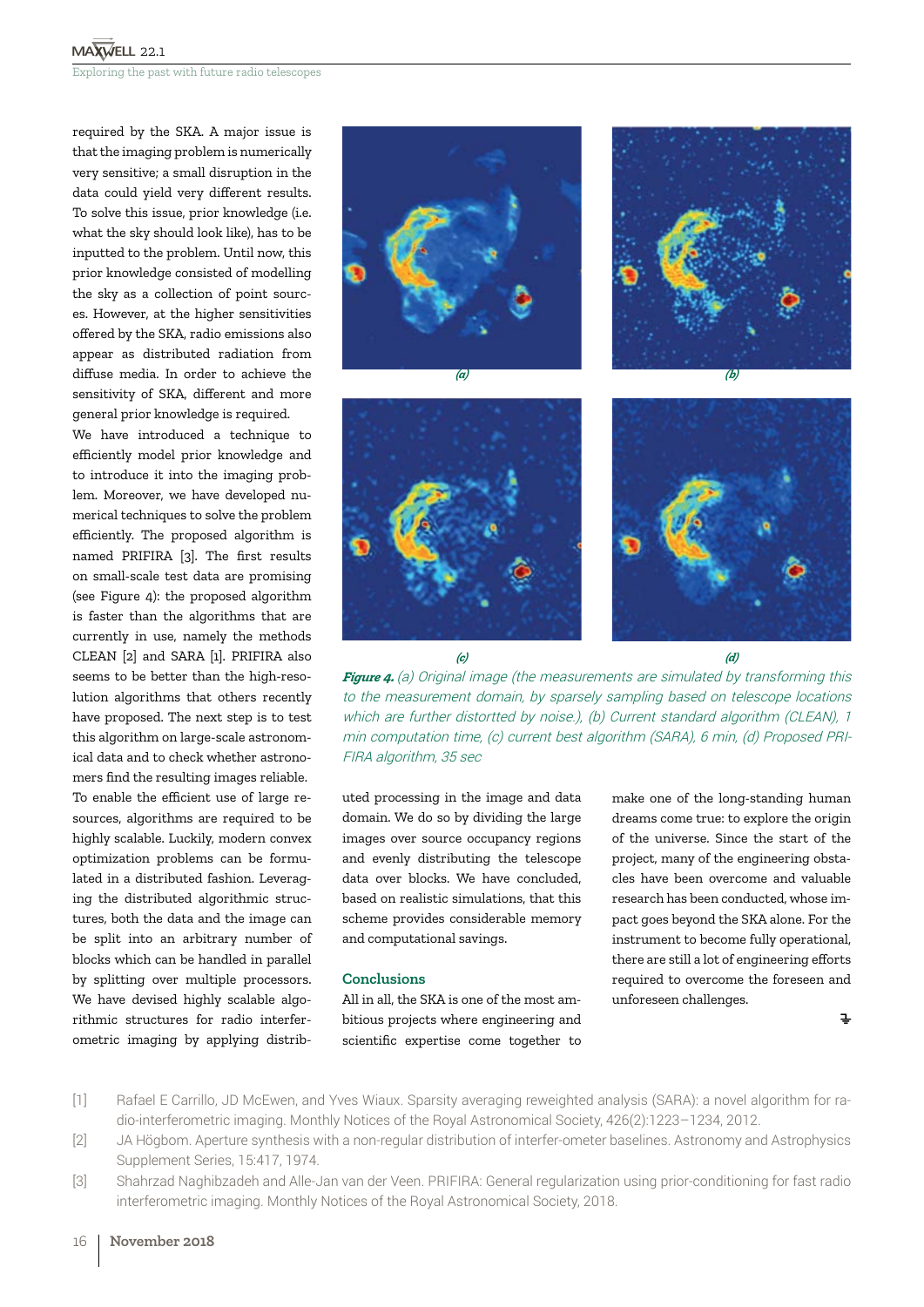required by the SKA. A major issue is that the imaging problem is numerically very sensitive; a small disruption in the data could yield very different results. To solve this issue, prior knowledge (i.e. what the sky should look like), has to be inputted to the problem. Until now, this prior knowledge consisted of modelling the sky as a collection of point sources. However, at the higher sensitivities offered by the SKA, radio emissions also appear as distributed radiation from diffuse media. In order to achieve the sensitivity of SKA, different and more general prior knowledge is required.

We have introduced a technique to efficiently model prior knowledge and to introduce it into the imaging problem. Moreover, we have developed numerical techniques to solve the problem efficiently. The proposed algorithm is named PRIFIRA [3]. The first results on small-scale test data are promising (see Figure 4): the proposed algorithm is faster than the algorithms that are currently in use, namely the methods CLEAN [2] and SARA [1]. PRIFIRA also seems to be better than the high-resolution algorithms that others recently have proposed. The next step is to test this algorithm on large-scale astronomical data and to check whether astronomers find the resulting images reliable.

To enable the efficient use of large resources, algorithms are required to be highly scalable. Luckily, modern convex optimization problems can be formulated in a distributed fashion. Leveraging the distributed algorithmic structures, both the data and the image can be split into an arbitrary number of blocks which can be handled in parallel by splitting over multiple processors. We have devised highly scalable algorithmic structures for radio interferometric imaging by applying distributed processing in the image and data domain. We do so by dividing the large images over source occupancy regions and evenly distributing the telescope data over blocks. We have concluded, based on realistic simulations, that this scheme provides considerable memory and computational savings.

(a)

(b)

(c)

(d)

***Figure 4.*** *(a) Original image (the measurements are simulated by transforming this to the measurement domain, by sparsely sampling based on telescope locations which are further distortted by noise.), (b) Current standard algorithm (CLEAN), 1 min computation time, (c) current best algorithm (SARA), 6 min, (d) Proposed PRIFIRA algorithm, 35 sec*

## Conclusions

All in all, the SKA is one of the most ambitious projects where engineering and scientific expertise come together to make one of the long-standing human dreams come true: to explore the origin of the universe. Since the start of the project, many of the engineering obstacles have been overcome and valuable research has been conducted, whose impact goes beyond the SKA alone. For the instrument to become fully operational, there are still a lot of engineering efforts required to overcome the foreseen and unforeseen challenges.

[1] Rafael E Carrillo, JD McEwen, and Yves Wiaux. Sparsity averaging reweighted analysis (SARA): a novel algorithm for radio-interferometric imaging. Monthly Notices of the Royal Astronomical Society, 426(2):1223–1234, 2012.

[2] JA Högbom. Aperture synthesis with a non-regular distribution of interfer-ometer baselines. Astronomy and Astrophysics Supplement Series, 15:417, 1974.

[3] Shahrzad Naghibzadeh and Alle-Jan van der Veen. PRIFIRA: General regularization using prior-conditioning for fast radio interferometric imaging. Monthly Notices of the Royal Astronomical Society, 2018.